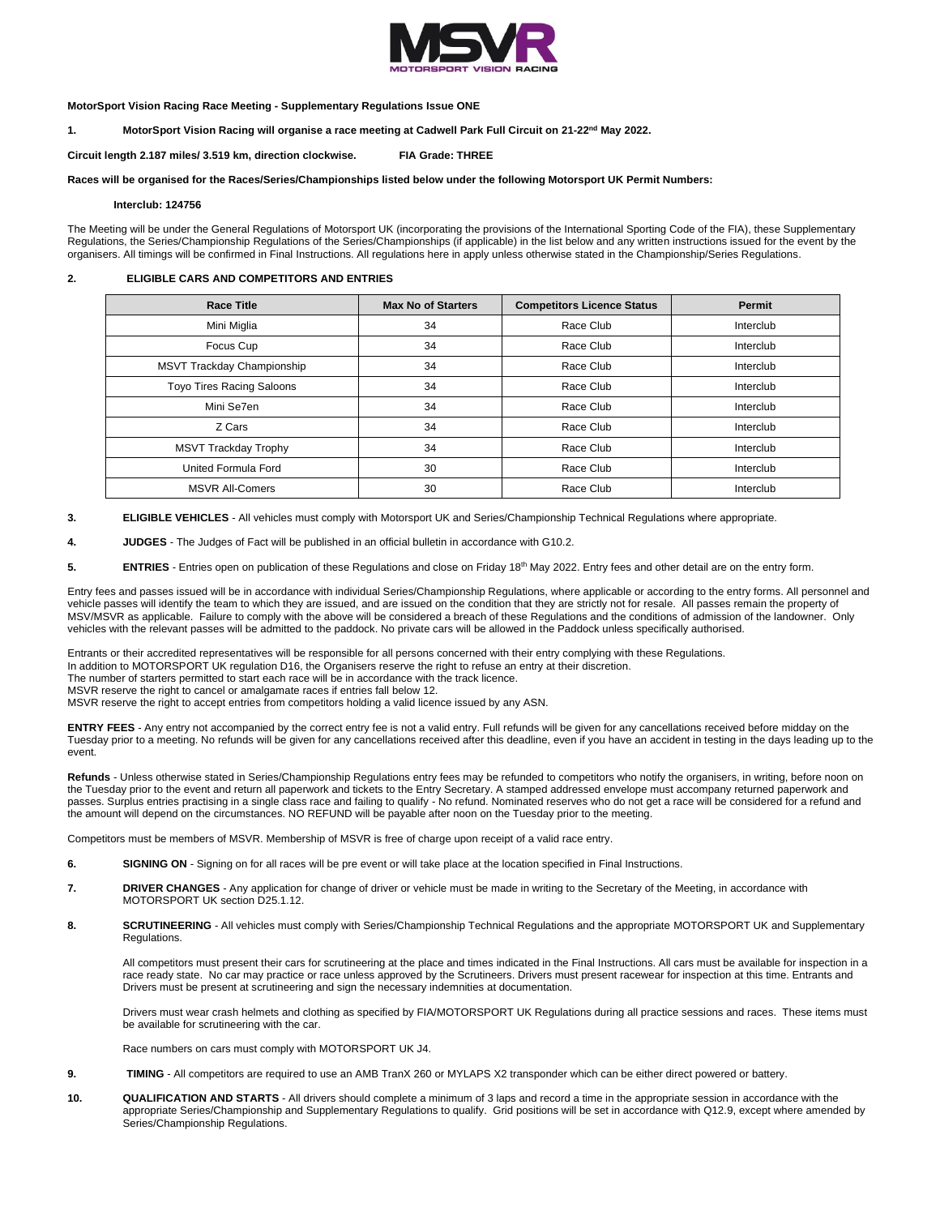**MotorSport Vision Racing Race Meeting - Supplementary Regulations Issue ONE**

**1. MotorSport Vision Racing will organise a race meeting at Cadwell Park Full Circuit on 21-22nd May 2022.**

**Circuit length 2.187 miles/ 3.519 km, direction clockwise. FIA Grade: THREE**

**Races will be organised for the Races/Series/Championships listed below under the following Motorsport UK Permit Numbers:**

**Interclub: 124756**

The Meeting will be under the General Regulations of Motorsport UK (incorporating the provisions of the International Sporting Code of the FIA), these Supplementary Regulations, the Series/Championship Regulations of the Series/Championships (if applicable) in the list below and any written instructions issued for the event by the organisers. All timings will be confirmed in Final Instructions. All regulations here in apply unless otherwise stated in the Championship/Series Regulations.

**2. ELIGIBLE CARS AND COMPETITORS AND ENTRIES**

| Race Title | Max No of Starters | Competitors Licence Status | Permit |
|---|---|---|---|
| Mini Miglia | 34 | Race Club | Interclub |
| Focus Cup | 34 | Race Club | Interclub |
| MSVT Trackday Championship | 34 | Race Club | Interclub |
| Toyo Tires Racing Saloons | 34 | Race Club | Interclub |
| Mini Se7en | 34 | Race Club | Interclub |
| Z Cars | 34 | Race Club | Interclub |
| MSVT Trackday Trophy | 34 | Race Club | Interclub |
| United Formula Ford | 30 | Race Club | Interclub |
| MSVR All-Comers | 30 | Race Club | Interclub |

**3. ELIGIBLE VEHICLES** - All vehicles must comply with Motorsport UK and Series/Championship Technical Regulations where appropriate.

**4. JUDGES** - The Judges of Fact will be published in an official bulletin in accordance with G10.2.

**5. ENTRIES** - Entries open on publication of these Regulations and close on Friday 18th May 2022. Entry fees and other detail are on the entry form.

Entry fees and passes issued will be in accordance with individual Series/Championship Regulations, where applicable or according to the entry forms. All personnel and vehicle passes will identify the team to which they are issued, and are issued on the condition that they are strictly not for resale. All passes remain the property of MSV/MSVR as applicable. Failure to comply with the above will be considered a breach of these Regulations and the conditions of admission of the landowner. Only vehicles with the relevant passes will be admitted to the paddock. No private cars will be allowed in the Paddock unless specifically authorised.

Entrants or their accredited representatives will be responsible for all persons concerned with their entry complying with these Regulations.
In addition to MOTORSPORT UK regulation D16, the Organisers reserve the right to refuse an entry at their discretion.
The number of starters permitted to start each race will be in accordance with the track licence.
MSVR reserve the right to cancel or amalgamate races if entries fall below 12.
MSVR reserve the right to accept entries from competitors holding a valid licence issued by any ASN.

**ENTRY FEES** - Any entry not accompanied by the correct entry fee is not a valid entry. Full refunds will be given for any cancellations received before midday on the Tuesday prior to a meeting. No refunds will be given for any cancellations received after this deadline, even if you have an accident in testing in the days leading up to the event.

**Refunds** - Unless otherwise stated in Series/Championship Regulations entry fees may be refunded to competitors who notify the organisers, in writing, before noon on the Tuesday prior to the event and return all paperwork and tickets to the Entry Secretary. A stamped addressed envelope must accompany returned paperwork and passes. Surplus entries practising in a single class race and failing to qualify - No refund. Nominated reserves who do not get a race will be considered for a refund and the amount will depend on the circumstances. NO REFUND will be payable after noon on the Tuesday prior to the meeting.

Competitors must be members of MSVR. Membership of MSVR is free of charge upon receipt of a valid race entry.

**6. SIGNING ON** - Signing on for all races will be pre event or will take place at the location specified in Final Instructions.

**7. DRIVER CHANGES** - Any application for change of driver or vehicle must be made in writing to the Secretary of the Meeting, in accordance with MOTORSPORT UK section D25.1.12.

**8. SCRUTINEERING** - All vehicles must comply with Series/Championship Technical Regulations and the appropriate MOTORSPORT UK and Supplementary Regulations.

All competitors must present their cars for scrutineering at the place and times indicated in the Final Instructions. All cars must be available for inspection in a race ready state. No car may practice or race unless approved by the Scrutineers. Drivers must present racewear for inspection at this time. Entrants and Drivers must be present at scrutineering and sign the necessary indemnities at documentation.

Drivers must wear crash helmets and clothing as specified by FIA/MOTORSPORT UK Regulations during all practice sessions and races. These items must be available for scrutineering with the car.

Race numbers on cars must comply with MOTORSPORT UK J4.

**9. TIMING** - All competitors are required to use an AMB TranX 260 or MYLAPS X2 transponder which can be either direct powered or battery.

**10. QUALIFICATION AND STARTS** - All drivers should complete a minimum of 3 laps and record a time in the appropriate session in accordance with the appropriate Series/Championship and Supplementary Regulations to qualify. Grid positions will be set in accordance with Q12.9, except where amended by Series/Championship Regulations.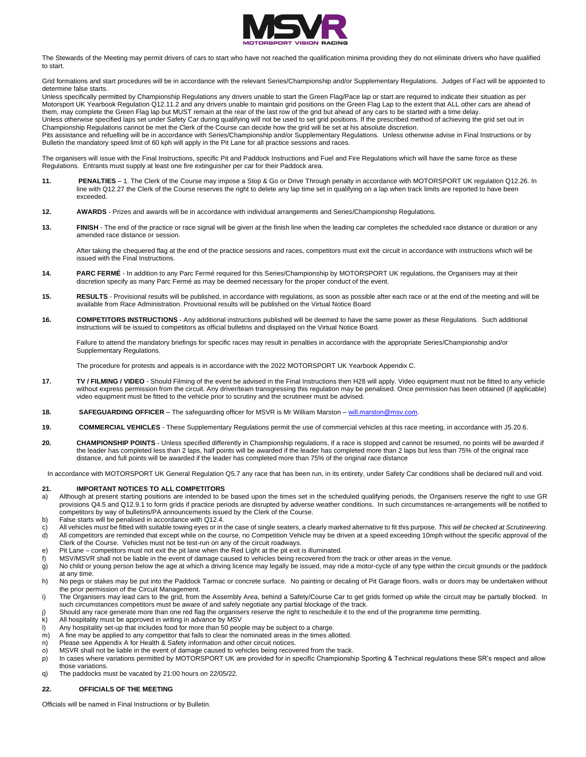The Stewards of the Meeting may permit drivers of cars to start who have not reached the qualification minima providing they do not eliminate drivers who have qualified to start.

Grid formations and start procedures will be in accordance with the relevant Series/Championship and/or Supplementary Regulations. Judges of Fact will be appointed to determine false starts.

Unless specifically permitted by Championship Regulations any drivers unable to start the Green Flag/Pace lap or start are required to indicate their situation as per Motorsport UK Yearbook Regulation Q12.11.2 and any drivers unable to maintain grid positions on the Green Flag Lap to the extent that ALL other cars are ahead of them, may complete the Green Flag lap but MUST remain at the rear of the last row of the grid but ahead of any cars to be started with a time delay.

Unless otherwise specified laps set under Safety Car during qualifying will not be used to set grid positions. If the prescribed method of achieving the grid set out in Championship Regulations cannot be met the Clerk of the Course can decide how the grid will be set at his absolute discretion.

Pits assistance and refuelling will be in accordance with Series/Championship and/or Supplementary Regulations. Unless otherwise advise in Final Instructions or by Bulletin the mandatory speed limit of 60 kph will apply in the Pit Lane for all practice sessions and races.

The organisers will issue with the Final Instructions, specific Pit and Paddock Instructions and Fuel and Fire Regulations which will have the same force as these Regulations. Entrants must supply at least one fire extinguisher per car for their Paddock area.

**11. PENALTIES** – 1. The Clerk of the Course may impose a Stop & Go or Drive Through penalty in accordance with MOTORSPORT UK regulation Q12.26. In line with Q12.27 the Clerk of the Course reserves the right to delete any lap time set in qualifying on a lap when track limits are reported to have been exceeded.

**12. AWARDS** - Prizes and awards will be in accordance with individual arrangements and Series/Championship Regulations.

**13. FINISH** - The end of the practice or race signal will be given at the finish line when the leading car completes the scheduled race distance or duration or any amended race distance or session.

After taking the chequered flag at the end of the practice sessions and races, competitors must exit the circuit in accordance with instructions which will be issued with the Final Instructions.

**14. PARC FERMÉ** - In addition to any Parc Fermé required for this Series/Championship by MOTORSPORT UK regulations, the Organisers may at their discretion specify as many Parc Fermé as may be deemed necessary for the proper conduct of the event.

**15. RESULTS** - Provisional results will be published, in accordance with regulations, as soon as possible after each race or at the end of the meeting and will be available from Race Administration. Provisional results will be published on the Virtual Notice Board

**16. COMPETITORS INSTRUCTIONS** - Any additional instructions published will be deemed to have the same power as these Regulations. Such additional instructions will be issued to competitors as official bulletins and displayed on the Virtual Notice Board.

Failure to attend the mandatory briefings for specific races may result in penalties in accordance with the appropriate Series/Championship and/or Supplementary Regulations.

The procedure for protests and appeals is in accordance with the 2022 MOTORSPORT UK Yearbook Appendix C.

**17. TV / FILMING / VIDEO** - Should Filming of the event be advised in the Final Instructions then H28 will apply. Video equipment must not be fitted to any vehicle without express permission from the circuit. Any driver/team transgressing this regulation may be penalised. Once permission has been obtained (if applicable) video equipment must be fitted to the vehicle prior to scrutiny and the scrutineer must be advised.

**18. SAFEGUARDING OFFICER** – The safeguarding officer for MSVR is Mr William Marston – will.marston@msv.com.

**19. COMMERCIAL VEHICLES** - These Supplementary Regulations permit the use of commercial vehicles at this race meeting, in accordance with J5.20.6.

**20. CHAMPIONSHIP POINTS** - Unless specified differently in Championship regulations, if a race is stopped and cannot be resumed, no points will be awarded if the leader has completed less than 2 laps, half points will be awarded if the leader has completed more than 2 laps but less than 75% of the original race distance, and full points will be awarded if the leader has completed more than 75% of the original race distance

In accordance with MOTORSPORT UK General Regulation Q5.7 any race that has been run, in its entirety, under Safety Car conditions shall be declared null and void.

**21. IMPORTANT NOTICES TO ALL COMPETITORS**

a) Although at present starting positions are intended to be based upon the times set in the scheduled qualifying periods, the Organisers reserve the right to use GR provisions Q4.5 and Q12.9.1 to form grids if practice periods are disrupted by adverse weather conditions. In such circumstances re-arrangements will be notified to competitors by way of bulletins/PA announcements issued by the Clerk of the Course.
b) False starts will be penalised in accordance with Q12.4.
c) All vehicles *must* be fitted with suitable towing eyes or in the case of single seaters, a clearly marked alternative to fit this purpose. *This will be checked at Scrutineering*.
d) All competitors are reminded that except while on the course, no Competition Vehicle may be driven at a speed exceeding 10mph without the specific approval of the Clerk of the Course. Vehicles must not be test-run on any of the circuit roadways.
e) Pit Lane – competitors must not exit the pit lane when the Red Light at the pit exit is illuminated.
f) MSV/MSVR shall not be liable in the event of damage caused to vehicles being recovered from the track or other areas in the venue.
g) No child or young person below the age at which a driving licence may legally be issued, may ride a motor-cycle of any type within the circuit grounds or the paddock at any time.
h) No pegs or stakes may be put into the Paddock Tarmac or concrete surface. No painting or decaling of Pit Garage floors, walls or doors may be undertaken without the prior permission of the Circuit Management.
i) The Organisers may lead cars to the grid, from the Assembly Area, behind a Safety/Course Car to get grids formed up while the circuit may be partially blocked. In such circumstances competitors must be aware of and safely negotiate any partial blockage of the track.
j) Should any race generate more than one red flag the organisers reserve the right to reschedule it to the end of the programme time permitting.
k) All hospitality must be approved in writing in advance by MSV
l) Any hospitality set-up that includes food for more than 50 people may be subject to a charge.
m) A fine may be applied to any competitor that fails to clear the nominated areas in the times allotted.
n) Please see Appendix A for Health & Safety information and other circuit notices.
o) MSVR shall not be liable in the event of damage caused to vehicles being recovered from the track.
p) In cases where variations permitted by MOTORSPORT UK are provided for in specific Championship Sporting & Technical regulations these SR's respect and allow those variations.
q) The paddocks must be vacated by 21:00 hours on 22/05/22.

**22. OFFICIALS OF THE MEETING**

Officials will be named in Final Instructions or by Bulletin.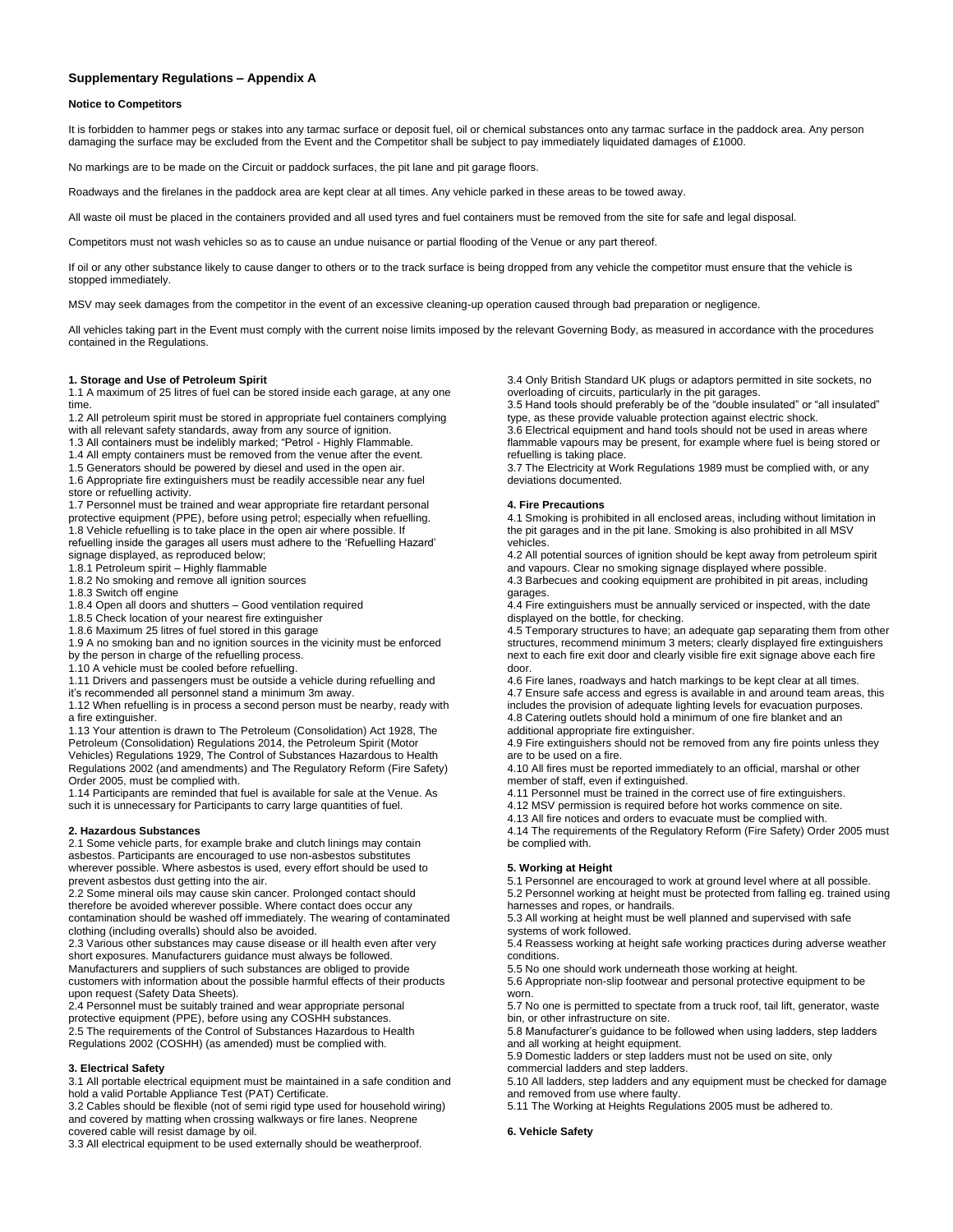## Supplementary Regulations – Appendix A

### Notice to Competitors

It is forbidden to hammer pegs or stakes into any tarmac surface or deposit fuel, oil or chemical substances onto any tarmac surface in the paddock area. Any person damaging the surface may be excluded from the Event and the Competitor shall be subject to pay immediately liquidated damages of £1000.

No markings are to be made on the Circuit or paddock surfaces, the pit lane and pit garage floors.

Roadways and the firelanes in the paddock area are kept clear at all times. Any vehicle parked in these areas to be towed away.

All waste oil must be placed in the containers provided and all used tyres and fuel containers must be removed from the site for safe and legal disposal.

Competitors must not wash vehicles so as to cause an undue nuisance or partial flooding of the Venue or any part thereof.

If oil or any other substance likely to cause danger to others or to the track surface is being dropped from any vehicle the competitor must ensure that the vehicle is stopped immediately.

MSV may seek damages from the competitor in the event of an excessive cleaning-up operation caused through bad preparation or negligence.

All vehicles taking part in the Event must comply with the current noise limits imposed by the relevant Governing Body, as measured in accordance with the procedures contained in the Regulations.

### 1. Storage and Use of Petroleum Spirit

1.1 A maximum of 25 litres of fuel can be stored inside each garage, at any one time.
1.2 All petroleum spirit must be stored in appropriate fuel containers complying with all relevant safety standards, away from any source of ignition.
1.3 All containers must be indelibly marked; "Petrol - Highly Flammable.
1.4 All empty containers must be removed from the venue after the event.
1.5 Generators should be powered by diesel and used in the open air.
1.6 Appropriate fire extinguishers must be readily accessible near any fuel store or refuelling activity.
1.7 Personnel must be trained and wear appropriate fire retardant personal protective equipment (PPE), before using petrol; especially when refuelling.
1.8 Vehicle refuelling is to take place in the open air where possible. If refuelling inside the garages all users must adhere to the 'Refuelling Hazard' signage displayed, as reproduced below;
1.8.1 Petroleum spirit – Highly flammable
1.8.2 No smoking and remove all ignition sources
1.8.3 Switch off engine
1.8.4 Open all doors and shutters – Good ventilation required
1.8.5 Check location of your nearest fire extinguisher
1.8.6 Maximum 25 litres of fuel stored in this garage
1.9 A no smoking ban and no ignition sources in the vicinity must be enforced by the person in charge of the refuelling process.
1.10 A vehicle must be cooled before refuelling.
1.11 Drivers and passengers must be outside a vehicle during refuelling and it's recommended all personnel stand a minimum 3m away.
1.12 When refuelling is in process a second person must be nearby, ready with a fire extinguisher.
1.13 Your attention is drawn to The Petroleum (Consolidation) Act 1928, The Petroleum (Consolidation) Regulations 2014, the Petroleum Spirit (Motor Vehicles) Regulations 1929, The Control of Substances Hazardous to Health Regulations 2002 (and amendments) and The Regulatory Reform (Fire Safety) Order 2005, must be complied with.
1.14 Participants are reminded that fuel is available for sale at the Venue. As such it is unnecessary for Participants to carry large quantities of fuel.

### 2. Hazardous Substances

2.1 Some vehicle parts, for example brake and clutch linings may contain asbestos. Participants are encouraged to use non-asbestos substitutes wherever possible. Where asbestos is used, every effort should be used to prevent asbestos dust getting into the air.
2.2 Some mineral oils may cause skin cancer. Prolonged contact should therefore be avoided wherever possible. Where contact does occur any contamination should be washed off immediately. The wearing of contaminated clothing (including overalls) should also be avoided.
2.3 Various other substances may cause disease or ill health even after very short exposures. Manufacturers guidance must always be followed. Manufacturers and suppliers of such substances are obliged to provide customers with information about the possible harmful effects of their products upon request (Safety Data Sheets).
2.4 Personnel must be suitably trained and wear appropriate personal protective equipment (PPE), before using any COSHH substances.
2.5 The requirements of the Control of Substances Hazardous to Health Regulations 2002 (COSHH) (as amended) must be complied with.

### 3. Electrical Safety

3.1 All portable electrical equipment must be maintained in a safe condition and hold a valid Portable Appliance Test (PAT) Certificate.
3.2 Cables should be flexible (not of semi rigid type used for household wiring) and covered by matting when crossing walkways or fire lanes. Neoprene covered cable will resist damage by oil.
3.3 All electrical equipment to be used externally should be weatherproof.
3.4 Only British Standard UK plugs or adaptors permitted in site sockets, no overloading of circuits, particularly in the pit garages.
3.5 Hand tools should preferably be of the "double insulated" or "all insulated" type, as these provide valuable protection against electric shock.
3.6 Electrical equipment and hand tools should not be used in areas where flammable vapours may be present, for example where fuel is being stored or refuelling is taking place.
3.7 The Electricity at Work Regulations 1989 must be complied with, or any deviations documented.

### 4. Fire Precautions

4.1 Smoking is prohibited in all enclosed areas, including without limitation in the pit garages and in the pit lane. Smoking is also prohibited in all MSV vehicles.
4.2 All potential sources of ignition should be kept away from petroleum spirit and vapours. Clear no smoking signage displayed where possible.
4.3 Barbecues and cooking equipment are prohibited in pit areas, including garages.
4.4 Fire extinguishers must be annually serviced or inspected, with the date displayed on the bottle, for checking.
4.5 Temporary structures to have; an adequate gap separating them from other structures, recommend minimum 3 meters; clearly displayed fire extinguishers next to each fire exit door and clearly visible fire exit signage above each fire door.
4.6 Fire lanes, roadways and hatch markings to be kept clear at all times.
4.7 Ensure safe access and egress is available in and around team areas, this includes the provision of adequate lighting levels for evacuation purposes.
4.8 Catering outlets should hold a minimum of one fire blanket and an additional appropriate fire extinguisher.
4.9 Fire extinguishers should not be removed from any fire points unless they are to be used on a fire.
4.10 All fires must be reported immediately to an official, marshal or other member of staff, even if extinguished.
4.11 Personnel must be trained in the correct use of fire extinguishers.
4.12 MSV permission is required before hot works commence on site.
4.13 All fire notices and orders to evacuate must be complied with.
4.14 The requirements of the Regulatory Reform (Fire Safety) Order 2005 must be complied with.

### 5. Working at Height

5.1 Personnel are encouraged to work at ground level where at all possible.
5.2 Personnel working at height must be protected from falling eg. trained using harnesses and ropes, or handrails.
5.3 All working at height must be well planned and supervised with safe systems of work followed.
5.4 Reassess working at height safe working practices during adverse weather conditions.
5.5 No one should work underneath those working at height.
5.6 Appropriate non-slip footwear and personal protective equipment to be worn.
5.7 No one is permitted to spectate from a truck roof, tail lift, generator, waste bin, or other infrastructure on site.
5.8 Manufacturer's guidance to be followed when using ladders, step ladders and all working at height equipment.
5.9 Domestic ladders or step ladders must not be used on site, only commercial ladders and step ladders.
5.10 All ladders, step ladders and any equipment must be checked for damage and removed from use where faulty.
5.11 The Working at Heights Regulations 2005 must be adhered to.

### 6. Vehicle Safety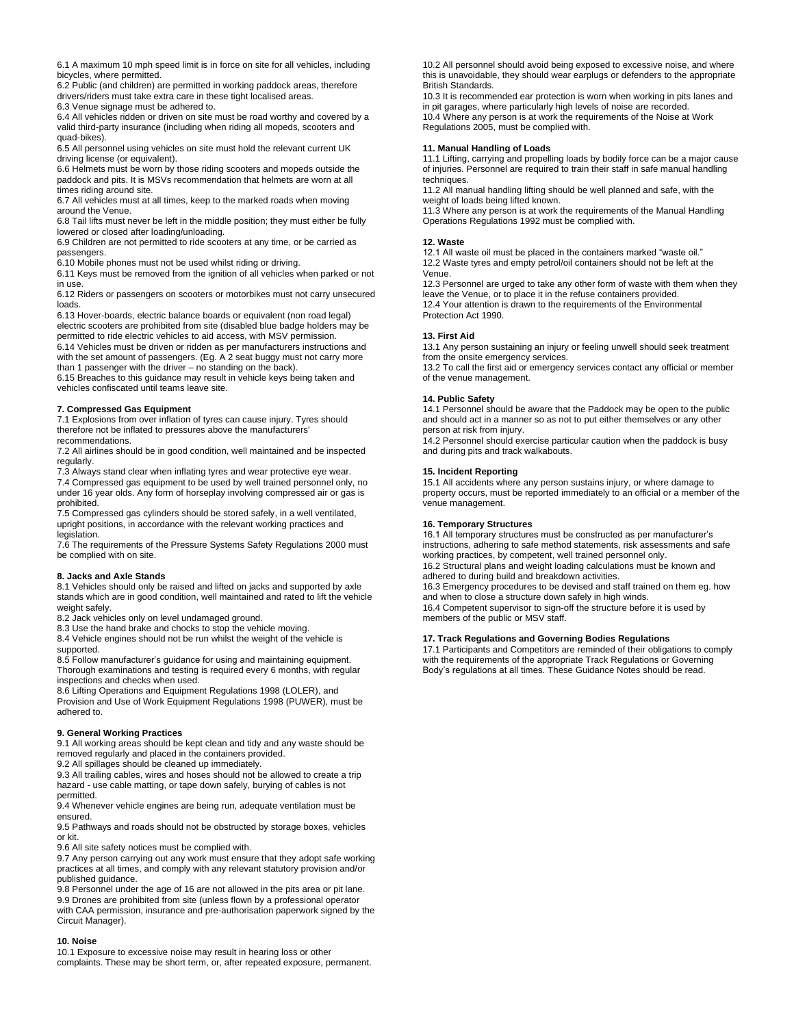6.1 A maximum 10 mph speed limit is in force on site for all vehicles, including bicycles, where permitted.
6.2 Public (and children) are permitted in working paddock areas, therefore drivers/riders must take extra care in these tight localised areas.
6.3 Venue signage must be adhered to.
6.4 All vehicles ridden or driven on site must be road worthy and covered by a valid third-party insurance (including when riding all mopeds, scooters and quad-bikes).
6.5 All personnel using vehicles on site must hold the relevant current UK driving license (or equivalent).
6.6 Helmets must be worn by those riding scooters and mopeds outside the paddock and pits. It is MSVs recommendation that helmets are worn at all times riding around site.
6.7 All vehicles must at all times, keep to the marked roads when moving around the Venue.
6.8 Tail lifts must never be left in the middle position; they must either be fully lowered or closed after loading/unloading.
6.9 Children are not permitted to ride scooters at any time, or be carried as passengers.
6.10 Mobile phones must not be used whilst riding or driving.
6.11 Keys must be removed from the ignition of all vehicles when parked or not in use.
6.12 Riders or passengers on scooters or motorbikes must not carry unsecured loads.
6.13 Hover-boards, electric balance boards or equivalent (non road legal) electric scooters are prohibited from site (disabled blue badge holders may be permitted to ride electric vehicles to aid access, with MSV permission.
6.14 Vehicles must be driven or ridden as per manufacturers instructions and with the set amount of passengers. (Eg. A 2 seat buggy must not carry more than 1 passenger with the driver – no standing on the back).
6.15 Breaches to this guidance may result in vehicle keys being taken and vehicles confiscated until teams leave site.

**7. Compressed Gas Equipment**

7.1 Explosions from over inflation of tyres can cause injury. Tyres should therefore not be inflated to pressures above the manufacturers' recommendations.
7.2 All airlines should be in good condition, well maintained and be inspected regularly.
7.3 Always stand clear when inflating tyres and wear protective eye wear.
7.4 Compressed gas equipment to be used by well trained personnel only, no under 16 year olds. Any form of horseplay involving compressed air or gas is prohibited.
7.5 Compressed gas cylinders should be stored safely, in a well ventilated, upright positions, in accordance with the relevant working practices and legislation.
7.6 The requirements of the Pressure Systems Safety Regulations 2000 must be complied with on site.

**8. Jacks and Axle Stands**

8.1 Vehicles should only be raised and lifted on jacks and supported by axle stands which are in good condition, well maintained and rated to lift the vehicle weight safely.
8.2 Jack vehicles only on level undamaged ground.
8.3 Use the hand brake and chocks to stop the vehicle moving.
8.4 Vehicle engines should not be run whilst the weight of the vehicle is supported.
8.5 Follow manufacturer's guidance for using and maintaining equipment. Thorough examinations and testing is required every 6 months, with regular inspections and checks when used.
8.6 Lifting Operations and Equipment Regulations 1998 (LOLER), and Provision and Use of Work Equipment Regulations 1998 (PUWER), must be adhered to.

**9. General Working Practices**

9.1 All working areas should be kept clean and tidy and any waste should be removed regularly and placed in the containers provided.
9.2 All spillages should be cleaned up immediately.
9.3 All trailing cables, wires and hoses should not be allowed to create a trip hazard - use cable matting, or tape down safely, burying of cables is not permitted.
9.4 Whenever vehicle engines are being run, adequate ventilation must be ensured.
9.5 Pathways and roads should not be obstructed by storage boxes, vehicles or kit.
9.6 All site safety notices must be complied with.
9.7 Any person carrying out any work must ensure that they adopt safe working practices at all times, and comply with any relevant statutory provision and/or published guidance.
9.8 Personnel under the age of 16 are not allowed in the pits area or pit lane.
9.9 Drones are prohibited from site (unless flown by a professional operator with CAA permission, insurance and pre-authorisation paperwork signed by the Circuit Manager).

**10. Noise**

10.1 Exposure to excessive noise may result in hearing loss or other complaints. These may be short term, or, after repeated exposure, permanent.
10.2 All personnel should avoid being exposed to excessive noise, and where this is unavoidable, they should wear earplugs or defenders to the appropriate British Standards.
10.3 It is recommended ear protection is worn when working in pits lanes and in pit garages, where particularly high levels of noise are recorded.
10.4 Where any person is at work the requirements of the Noise at Work Regulations 2005, must be complied with.

**11. Manual Handling of Loads**

11.1 Lifting, carrying and propelling loads by bodily force can be a major cause of injuries. Personnel are required to train their staff in safe manual handling techniques.
11.2 All manual handling lifting should be well planned and safe, with the weight of loads being lifted known.
11.3 Where any person is at work the requirements of the Manual Handling Operations Regulations 1992 must be complied with.

**12. Waste**

12.1 All waste oil must be placed in the containers marked "waste oil."
12.2 Waste tyres and empty petrol/oil containers should not be left at the Venue.
12.3 Personnel are urged to take any other form of waste with them when they leave the Venue, or to place it in the refuse containers provided.
12.4 Your attention is drawn to the requirements of the Environmental Protection Act 1990.

**13. First Aid**

13.1 Any person sustaining an injury or feeling unwell should seek treatment from the onsite emergency services.
13.2 To call the first aid or emergency services contact any official or member of the venue management.

**14. Public Safety**

14.1 Personnel should be aware that the Paddock may be open to the public and should act in a manner so as not to put either themselves or any other person at risk from injury.
14.2 Personnel should exercise particular caution when the paddock is busy and during pits and track walkabouts.

**15. Incident Reporting**

15.1 All accidents where any person sustains injury, or where damage to property occurs, must be reported immediately to an official or a member of the venue management.

**16. Temporary Structures**

16.1 All temporary structures must be constructed as per manufacturer's instructions, adhering to safe method statements, risk assessments and safe working practices, by competent, well trained personnel only.
16.2 Structural plans and weight loading calculations must be known and adhered to during build and breakdown activities.
16.3 Emergency procedures to be devised and staff trained on them eg. how and when to close a structure down safely in high winds.
16.4 Competent supervisor to sign-off the structure before it is used by members of the public or MSV staff.

**17. Track Regulations and Governing Bodies Regulations**

17.1 Participants and Competitors are reminded of their obligations to comply with the requirements of the appropriate Track Regulations or Governing Body's regulations at all times. These Guidance Notes should be read.